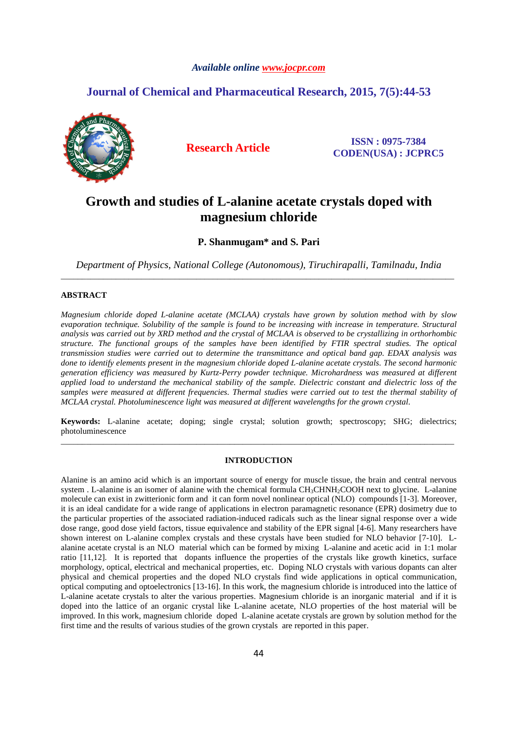*Available online www.jocpr.com*

**Journal of Chemical and Pharmaceutical Research, 2015, 7(5):44-53**

**Research Article**

**ISSN : 0975-7384**
**CODEN(USA) : JCPRC5**

# Growth and studies of L-alanine acetate crystals doped with magnesium chloride

**P. Shanmugam\* and S. Pari**

*Department of Physics, National College (Autonomous), Tiruchirapalli, Tamilnadu, India*

---

## ABSTRACT

*Magnesium chloride doped L-alanine acetate (MCLAA) crystals have grown by solution method with by slow evaporation technique. Solubility of the sample is found to be increasing with increase in temperature. Structural analysis was carried out by XRD method and the crystal of MCLAA is observed to be crystallizing in orthorhombic structure. The functional groups of the samples have been identified by FTIR spectral studies. The optical transmission studies were carried out to determine the transmittance and optical band gap. EDAX analysis was done to identify elements present in the magnesium chloride doped L-alanine acetate crystals. The second harmonic generation efficiency was measured by Kurtz-Perry powder technique. Microhardness was measured at different applied load to understand the mechanical stability of the sample. Dielectric constant and dielectric loss of the samples were measured at different frequencies. Thermal studies were carried out to test the thermal stability of MCLAA crystal. Photoluminescence light was measured at different wavelengths for the grown crystal.*

**Keywords:** L-alanine acetate; doping; single crystal; solution growth; spectroscopy; SHG; dielectrics; photoluminescence

---

## INTRODUCTION

Alanine is an amino acid which is an important source of energy for muscle tissue, the brain and central nervous system . L-alanine is an isomer of alanine with the chemical formula $CH_3CHNH_2COOH$ next to glycine. L-alanine molecule can exist in zwitterionic form and it can form novel nonlinear optical (NLO) compounds [1-3]. Moreover, it is an ideal candidate for a wide range of applications in electron paramagnetic resonance (EPR) dosimetry due to the particular properties of the associated radiation-induced radicals such as the linear signal response over a wide dose range, good dose yield factors, tissue equivalence and stability of the EPR signal [4-6]. Many researchers have shown interest on L-alanine complex crystals and these crystals have been studied for NLO behavior [7-10]. L-alanine acetate crystal is an NLO material which can be formed by mixing L-alanine and acetic acid in 1:1 molar ratio [11,12]. It is reported that dopants influence the properties of the crystals like growth kinetics, surface morphology, optical, electrical and mechanical properties, etc. Doping NLO crystals with various dopants can alter physical and chemical properties and the doped NLO crystals find wide applications in optical communication, optical computing and optoelectronics [13-16]. In this work, the magnesium chloride is introduced into the lattice of L-alanine acetate crystals to alter the various properties. Magnesium chloride is an inorganic material and if it is doped into the lattice of an organic crystal like L-alanine acetate, NLO properties of the host material will be improved. In this work, magnesium chloride doped L-alanine acetate crystals are grown by solution method for the first time and the results of various studies of the grown crystals are reported in this paper.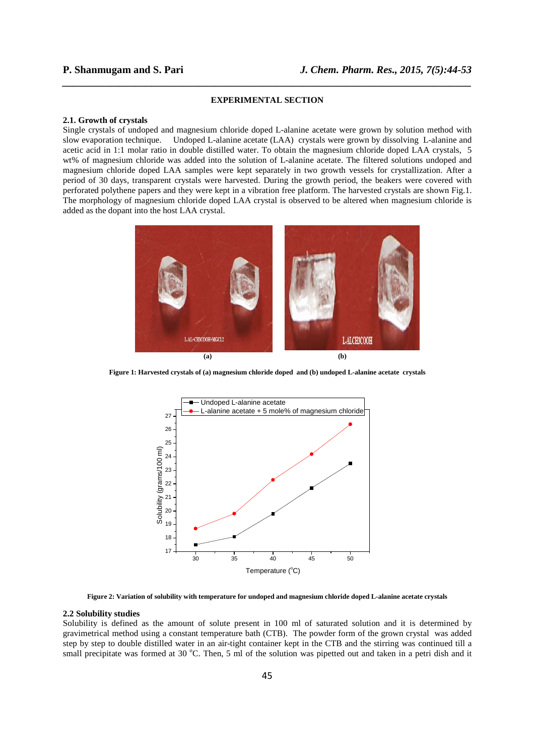## EXPERIMENTAL SECTION

### 2.1. Growth of crystals

Single crystals of undoped and magnesium chloride doped L-alanine acetate were grown by solution method with slow evaporation technique. Undoped L-alanine acetate (LAA) crystals were grown by dissolving L-alanine and acetic acid in 1:1 molar ratio in double distilled water. To obtain the magnesium chloride doped LAA crystals, 5 wt% of magnesium chloride was added into the solution of L-alanine acetate. The filtered solutions undoped and magnesium chloride doped LAA samples were kept separately in two growth vessels for crystallization. After a period of 30 days, transparent crystals were harvested. During the growth period, the beakers were covered with perforated polythene papers and they were kept in a vibration free platform. The harvested crystals are shown Fig.1. The morphology of magnesium chloride doped LAA crystal is observed to be altered when magnesium chloride is added as the dopant into the host LAA crystal.

**Figure 1: Harvested crystals of (a) magnesium chloride doped and (b) undoped L-alanine acetate crystals**

**Figure 2: Variation of solubility with temperature for undoped and magnesium chloride doped L-alanine acetate crystals**

### 2.2 Solubility studies

Solubility is defined as the amount of solute present in 100 ml of saturated solution and it is determined by gravimetrical method using a constant temperature bath (CTB). The powder form of the grown crystal was added step by step to double distilled water in an air-tight container kept in the CTB and the stirring was continued till a small precipitate was formed at 30 $^{o}$C. Then, 5 ml of the solution was pipetted out and taken in a petri dish and it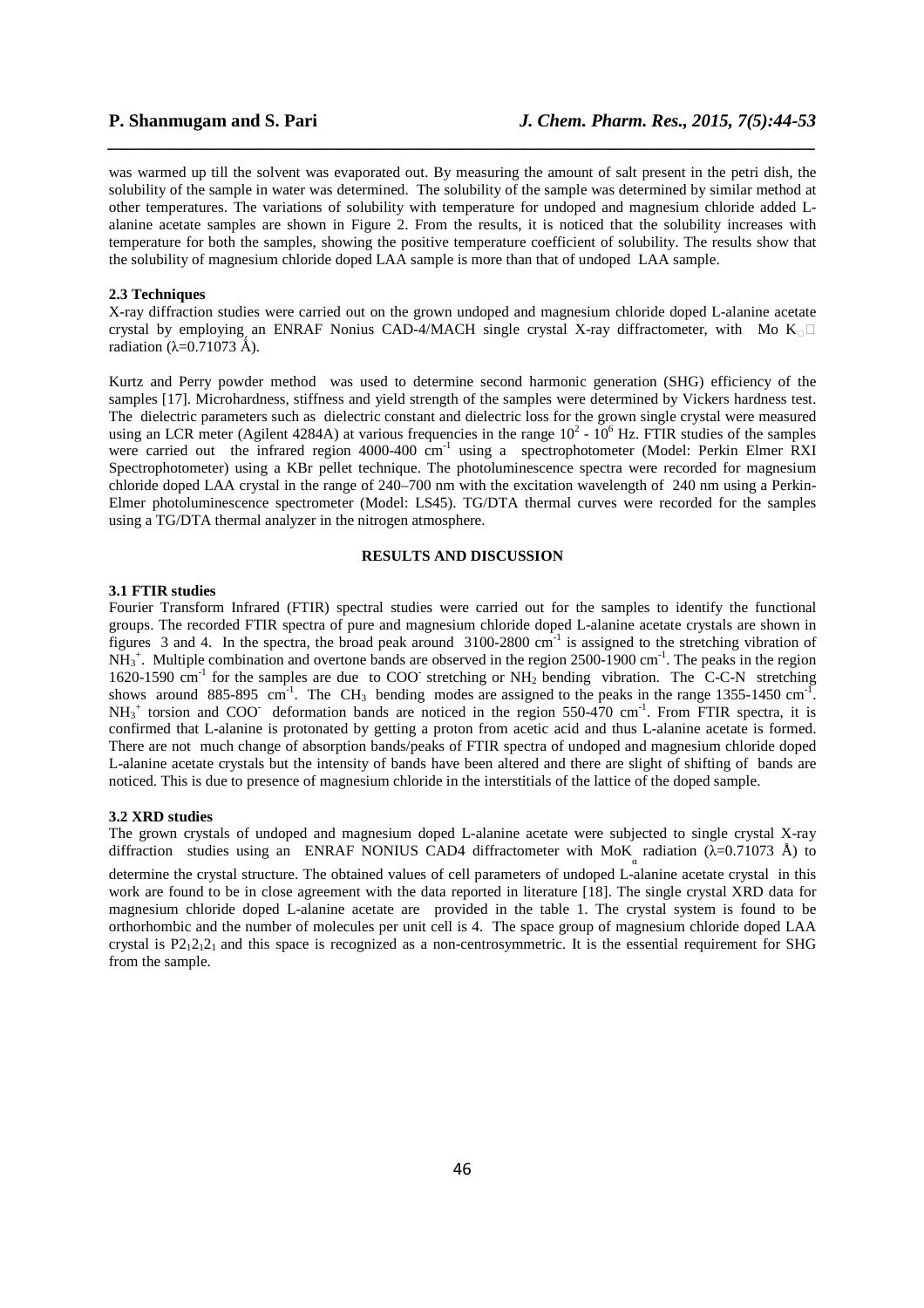was warmed up till the solvent was evaporated out. By measuring the amount of salt present in the petri dish, the solubility of the sample in water was determined. The solubility of the sample was determined by similar method at other temperatures. The variations of solubility with temperature for undoped and magnesium chloride added L-alanine acetate samples are shown in Figure 2. From the results, it is noticed that the solubility increases with temperature for both the samples, showing the positive temperature coefficient of solubility. The results show that the solubility of magnesium chloride doped LAA sample is more than that of undoped LAA sample.

### 2.3 Techniques

X-ray diffraction studies were carried out on the grown undoped and magnesium chloride doped L-alanine acetate crystal by employing an ENRAF Nonius CAD-4/MACH single crystal X-ray diffractometer, with Mo $K_{\alpha}$ radiation ($\lambda$=0.71073 Å).

Kurtz and Perry powder method was used to determine second harmonic generation (SHG) efficiency of the samples [17]. Microhardness, stiffness and yield strength of the samples were determined by Vickers hardness test. The dielectric parameters such as dielectric constant and dielectric loss for the grown single crystal were measured using an LCR meter (Agilent 4284A) at various frequencies in the range $10^2$ - $10^6$ Hz. FTIR studies of the samples were carried out the infrared region 4000-400 $cm^{-1}$ using a spectrophotometer (Model: Perkin Elmer RXI Spectrophotometer) using a KBr pellet technique. The photoluminescence spectra were recorded for magnesium chloride doped LAA crystal in the range of 240–700 nm with the excitation wavelength of 240 nm using a Perkin-Elmer photoluminescence spectrometer (Model: LS45). TG/DTA thermal curves were recorded for the samples using a TG/DTA thermal analyzer in the nitrogen atmosphere.

## RESULTS AND DISCUSSION

### 3.1 FTIR studies

Fourier Transform Infrared (FTIR) spectral studies were carried out for the samples to identify the functional groups. The recorded FTIR spectra of pure and magnesium chloride doped L-alanine acetate crystals are shown in figures 3 and 4. In the spectra, the broad peak around 3100-2800 $cm^{-1}$ is assigned to the stretching vibration of $NH_3^+$. Multiple combination and overtone bands are observed in the region 2500-1900 $cm^{-1}$. The peaks in the region 1620-1590 $cm^{-1}$ for the samples are due to $COO^-$ stretching or $NH_2$ bending vibration. The C-C-N stretching shows around 885-895 $cm^{-1}$. The $CH_3$ bending modes are assigned to the peaks in the range 1355-1450 $cm^{-1}$. $NH_3^+$ torsion and $COO^-$ deformation bands are noticed in the region 550-470 $cm^{-1}$. From FTIR spectra, it is confirmed that L-alanine is protonated by getting a proton from acetic acid and thus L-alanine acetate is formed. There are not much change of absorption bands/peaks of FTIR spectra of undoped and magnesium chloride doped L-alanine acetate crystals but the intensity of bands have been altered and there are slight of shifting of bands are noticed. This is due to presence of magnesium chloride in the interstitials of the lattice of the doped sample.

### 3.2 XRD studies

The grown crystals of undoped and magnesium doped L-alanine acetate were subjected to single crystal X-ray diffraction studies using an ENRAF NONIUS CAD4 diffractometer with Mo$K_{\alpha}$ radiation ($\lambda$=0.71073 Å) to determine the crystal structure. The obtained values of cell parameters of undoped L-alanine acetate crystal in this work are found to be in close agreement with the data reported in literature [18]. The single crystal XRD data for magnesium chloride doped L-alanine acetate are provided in the table 1. The crystal system is found to be orthorhombic and the number of molecules per unit cell is 4. The space group of magnesium chloride doped LAA crystal is $P2_12_12_1$ and this space is recognized as a non-centrosymmetric. It is the essential requirement for SHG from the sample.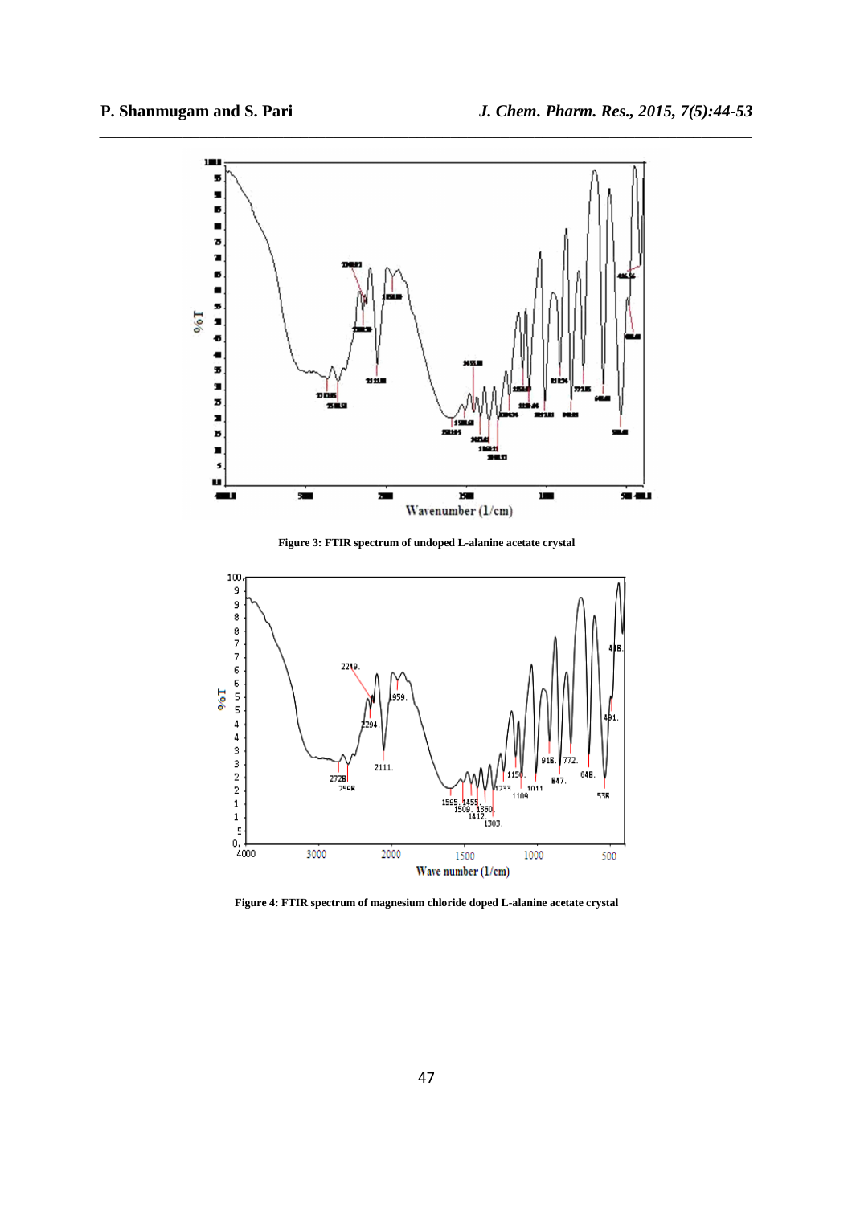Figure 3: FTIR spectrum of undoped L-alanine acetate crystal

Figure 4: FTIR spectrum of magnesium chloride doped L-alanine acetate crystal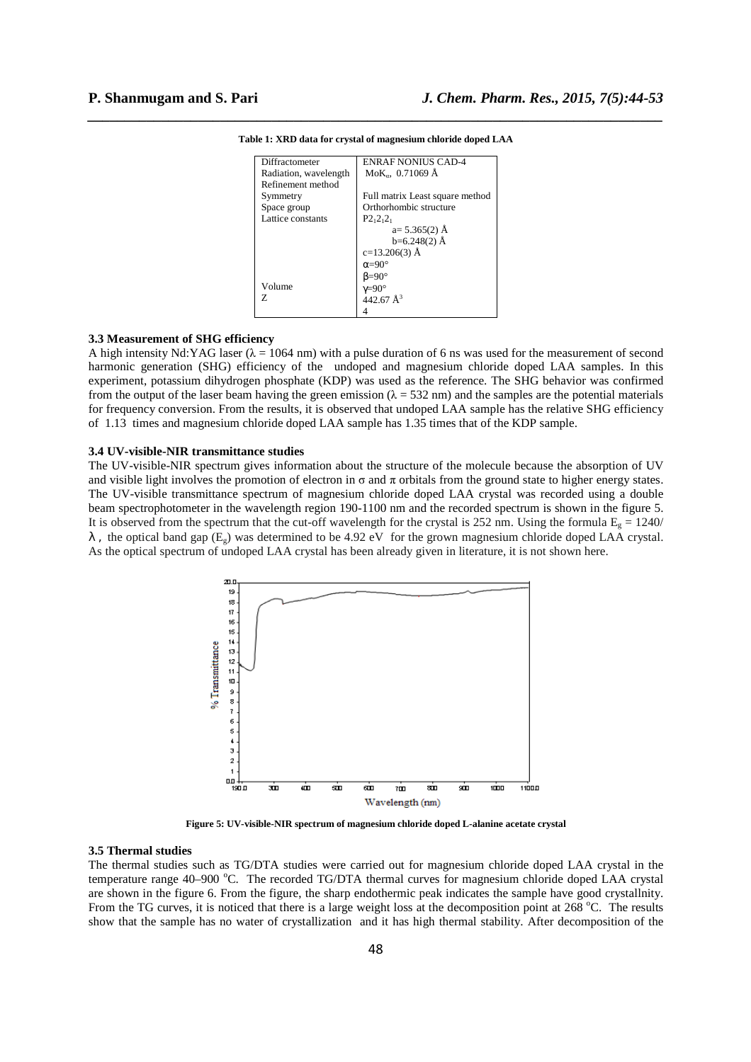**Table 1: XRD data for crystal of magnesium chloride doped LAA**

| | |
|---|---|
| Diffractometer | ENRAF NONIUS CAD-4 |
| Radiation, wavelength | $MoK_{\alpha}$, 0.71069 Å |
| Refinement method | |
| Symmetry | Full matrix Least square method |
| Space group | Orthorhombic structure |
| Lattice constants | $P2_12_12_1$ |
| | a= 5.365(2) Å |
| | b=6.248(2) Å |
| | c=13.206(3) Å |
| | α=90° |
| | β=90° |
| Volume | γ=90° |
| Z | 442.67 $Å^3$ |
| | 4 |

### 3.3 Measurement of SHG efficiency

A high intensity Nd:YAG laser (λ = 1064 nm) with a pulse duration of 6 ns was used for the measurement of second harmonic generation (SHG) efficiency of the undoped and magnesium chloride doped LAA samples. In this experiment, potassium dihydrogen phosphate (KDP) was used as the reference. The SHG behavior was confirmed from the output of the laser beam having the green emission (λ = 532 nm) and the samples are the potential materials for frequency conversion. From the results, it is observed that undoped LAA sample has the relative SHG efficiency of 1.13 times and magnesium chloride doped LAA sample has 1.35 times that of the KDP sample.

### 3.4 UV-visible-NIR transmittance studies

The UV-visible-NIR spectrum gives information about the structure of the molecule because the absorption of UV and visible light involves the promotion of electron in σ and π orbitals from the ground state to higher energy states. The UV-visible transmittance spectrum of magnesium chloride doped LAA crystal was recorded using a double beam spectrophotometer in the wavelength region 190-1100 nm and the recorded spectrum is shown in the figure 5. It is observed from the spectrum that the cut-off wavelength for the crystal is 252 nm. Using the formula $E_g = 1240/\lambda$, the optical band gap ($E_g$) was determined to be 4.92 eV for the grown magnesium chloride doped LAA crystal. As the optical spectrum of undoped LAA crystal has been already given in literature, it is not shown here.

**Figure 5: UV-visible-NIR spectrum of magnesium chloride doped L-alanine acetate crystal**

### 3.5 Thermal studies

The thermal studies such as TG/DTA studies were carried out for magnesium chloride doped LAA crystal in the temperature range 40–900 °C. The recorded TG/DTA thermal curves for magnesium chloride doped LAA crystal are shown in the figure 6. From the figure, the sharp endothermic peak indicates the sample have good crystallnity. From the TG curves, it is noticed that there is a large weight loss at the decomposition point at 268 °C. The results show that the sample has no water of crystallization and it has high thermal stability. After decomposition of the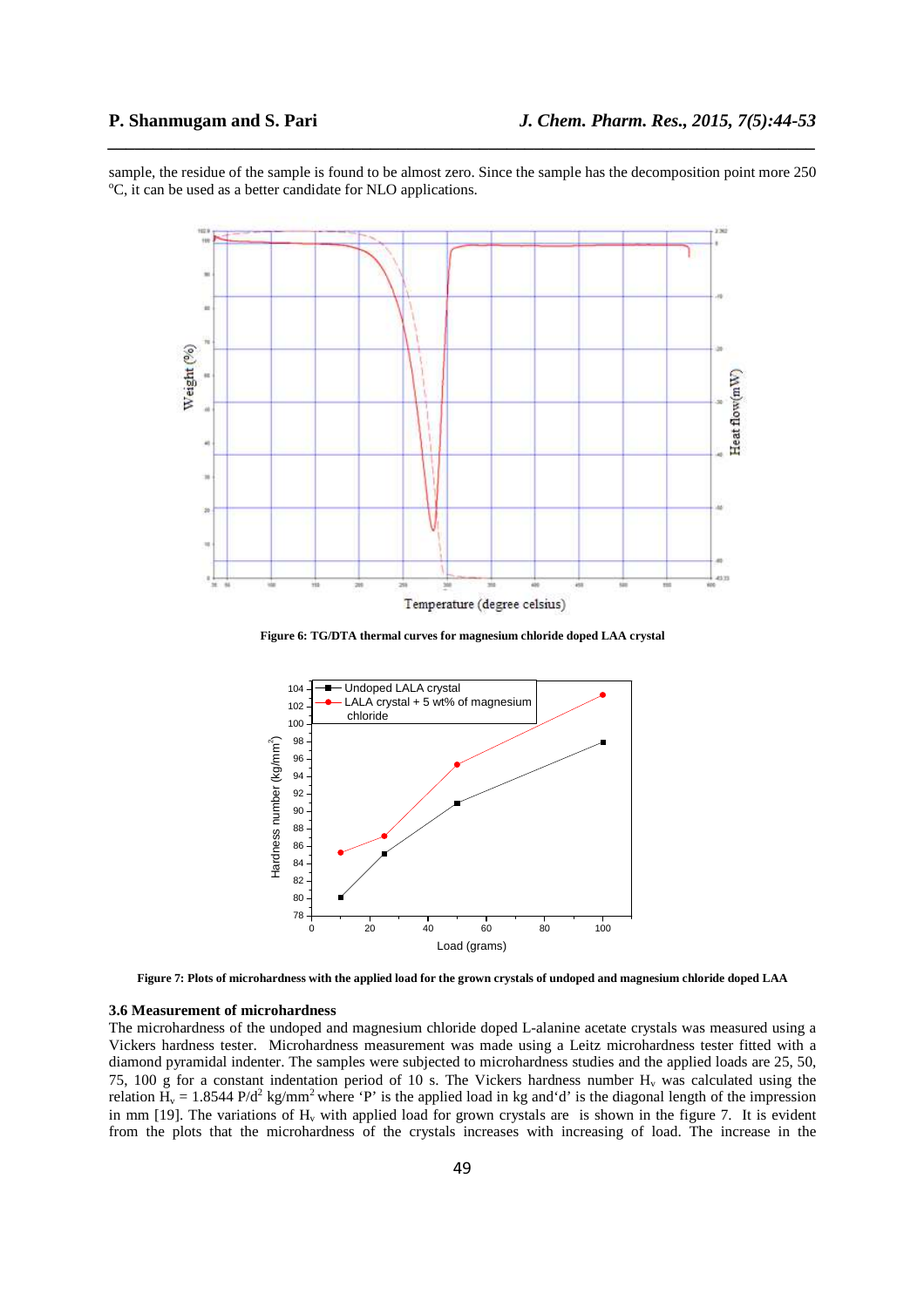sample, the residue of the sample is found to be almost zero. Since the sample has the decomposition point more 250 °C, it can be used as a better candidate for NLO applications.

**Figure 6: TG/DTA thermal curves for magnesium chloride doped LAA crystal**

**Figure 7: Plots of microhardness with the applied load for the grown crystals of undoped and magnesium chloride doped LAA**

### 3.6 Measurement of microhardness

The microhardness of the undoped and magnesium chloride doped L-alanine acetate crystals was measured using a Vickers hardness tester. Microhardness measurement was made using a Leitz microhardness tester fitted with a diamond pyramidal indenter. The samples were subjected to microhardness studies and the applied loads are 25, 50, 75, 100 g for a constant indentation period of 10 s. The Vickers hardness number $H_v$ was calculated using the relation $H_v = 1.8544\ P/d^2$ kg/mm$^2$ where 'P' is the applied load in kg and'd' is the diagonal length of the impression in mm [19]. The variations of $H_v$ with applied load for grown crystals are is shown in the figure 7. It is evident from the plots that the microhardness of the crystals increases with increasing of load. The increase in the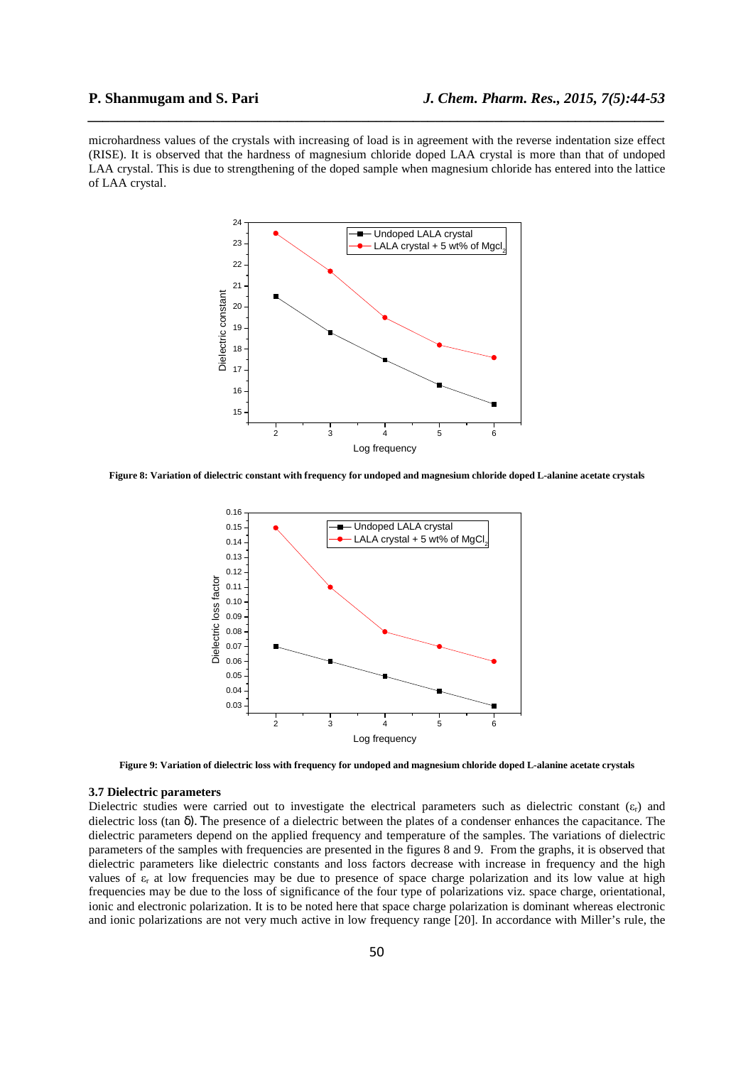microhardness values of the crystals with increasing of load is in agreement with the reverse indentation size effect (RISE). It is observed that the hardness of magnesium chloride doped LAA crystal is more than that of undoped LAA crystal. This is due to strengthening of the doped sample when magnesium chloride has entered into the lattice of LAA crystal.

**Figure 8: Variation of dielectric constant with frequency for undoped and magnesium chloride doped L-alanine acetate crystals**

**Figure 9: Variation of dielectric loss with frequency for undoped and magnesium chloride doped L-alanine acetate crystals**

### 3.7 Dielectric parameters

Dielectric studies were carried out to investigate the electrical parameters such as dielectric constant ($\varepsilon_r$) and dielectric loss (tan δ). The presence of a dielectric between the plates of a condenser enhances the capacitance. The dielectric parameters depend on the applied frequency and temperature of the samples. The variations of dielectric parameters of the samples with frequencies are presented in the figures 8 and 9. From the graphs, it is observed that dielectric parameters like dielectric constants and loss factors decrease with increase in frequency and the high values of $\varepsilon_r$ at low frequencies may be due to presence of space charge polarization and its low value at high frequencies may be due to the loss of significance of the four type of polarizations viz. space charge, orientational, ionic and electronic polarization. It is to be noted here that space charge polarization is dominant whereas electronic and ionic polarizations are not very much active in low frequency range [20]. In accordance with Miller's rule, the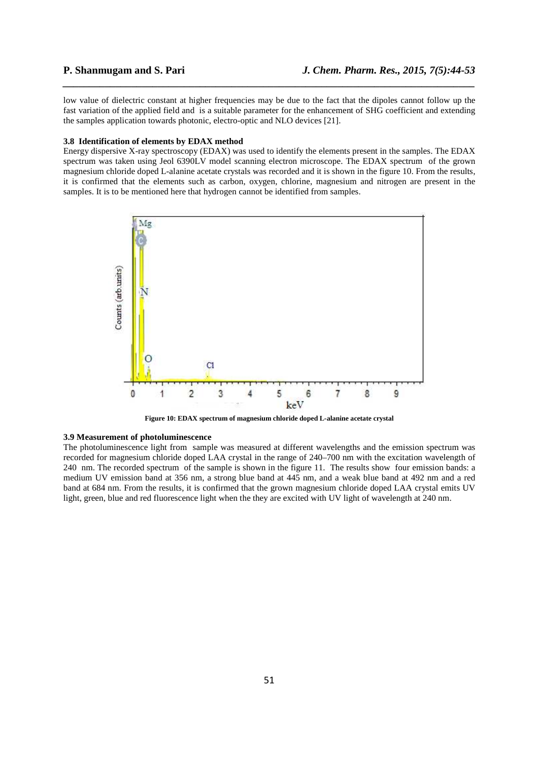low value of dielectric constant at higher frequencies may be due to the fact that the dipoles cannot follow up the fast variation of the applied field and is a suitable parameter for the enhancement of SHG coefficient and extending the samples application towards photonic, electro-optic and NLO devices [21].

### 3.8 Identification of elements by EDAX method

Energy dispersive X-ray spectroscopy (EDAX) was used to identify the elements present in the samples. The EDAX spectrum was taken using Jeol 6390LV model scanning electron microscope. The EDAX spectrum of the grown magnesium chloride doped L-alanine acetate crystals was recorded and it is shown in the figure 10. From the results, it is confirmed that the elements such as carbon, oxygen, chlorine, magnesium and nitrogen are present in the samples. It is to be mentioned here that hydrogen cannot be identified from samples.

**Figure 10: EDAX spectrum of magnesium chloride doped L-alanine acetate crystal**

### 3.9 Measurement of photoluminescence

The photoluminescence light from sample was measured at different wavelengths and the emission spectrum was recorded for magnesium chloride doped LAA crystal in the range of 240–700 nm with the excitation wavelength of 240 nm. The recorded spectrum of the sample is shown in the figure 11. The results show four emission bands: a medium UV emission band at 356 nm, a strong blue band at 445 nm, and a weak blue band at 492 nm and a red band at 684 nm. From the results, it is confirmed that the grown magnesium chloride doped LAA crystal emits UV light, green, blue and red fluorescence light when the they are excited with UV light of wavelength at 240 nm.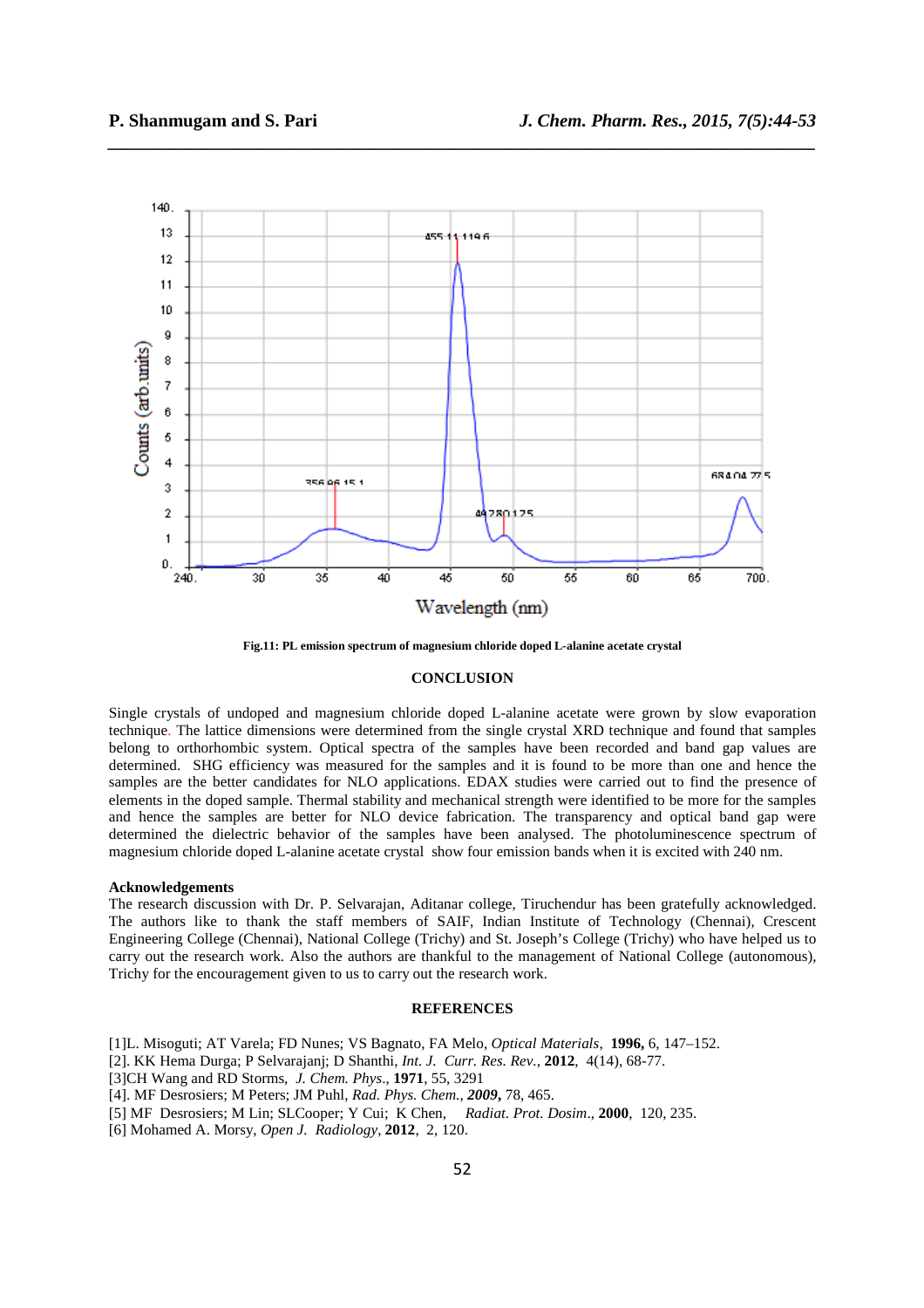**Fig.11: PL emission spectrum of magnesium chloride doped L-alanine acetate crystal**

## CONCLUSION

Single crystals of undoped and magnesium chloride doped L-alanine acetate were grown by slow evaporation technique. The lattice dimensions were determined from the single crystal XRD technique and found that samples belong to orthorhombic system. Optical spectra of the samples have been recorded and band gap values are determined. SHG efficiency was measured for the samples and it is found to be more than one and hence the samples are the better candidates for NLO applications. EDAX studies were carried out to find the presence of elements in the doped sample. Thermal stability and mechanical strength were identified to be more for the samples and hence the samples are better for NLO device fabrication. The transparency and optical band gap were determined the dielectric behavior of the samples have been analysed. The photoluminescence spectrum of magnesium chloride doped L-alanine acetate crystal show four emission bands when it is excited with 240 nm.

### Acknowledgements

The research discussion with Dr. P. Selvarajan, Aditanar college, Tiruchendur has been gratefully acknowledged. The authors like to thank the staff members of SAIF, Indian Institute of Technology (Chennai), Crescent Engineering College (Chennai), National College (Trichy) and St. Joseph's College (Trichy) who have helped us to carry out the research work. Also the authors are thankful to the management of National College (autonomous), Trichy for the encouragement given to us to carry out the research work.

## REFERENCES

[1]L. Misoguti; AT Varela; FD Nunes; VS Bagnato, FA Melo, *Optical Materials*, **1996,** 6, 147–152.
[2]. KK Hema Durga; P Selvarajanj; D Shanthi, *Int. J. Curr. Res. Rev.*, **2012**, 4(14), 68-77.
[3]CH Wang and RD Storms, *J. Chem. Phys*., **1971**, 55, 3291
[4]. MF Desrosiers; M Peters; JM Puhl, *Rad. Phys. Chem.*, ***2009***, 78, 465.
[5] MF Desrosiers; M Lin; SLCooper; Y Cui; K Chen, *Radiat. Prot. Dosim*., **2000**, 120, 235.
[6] Mohamed A. Morsy, *Open J. Radiology*, **2012**, 2, 120.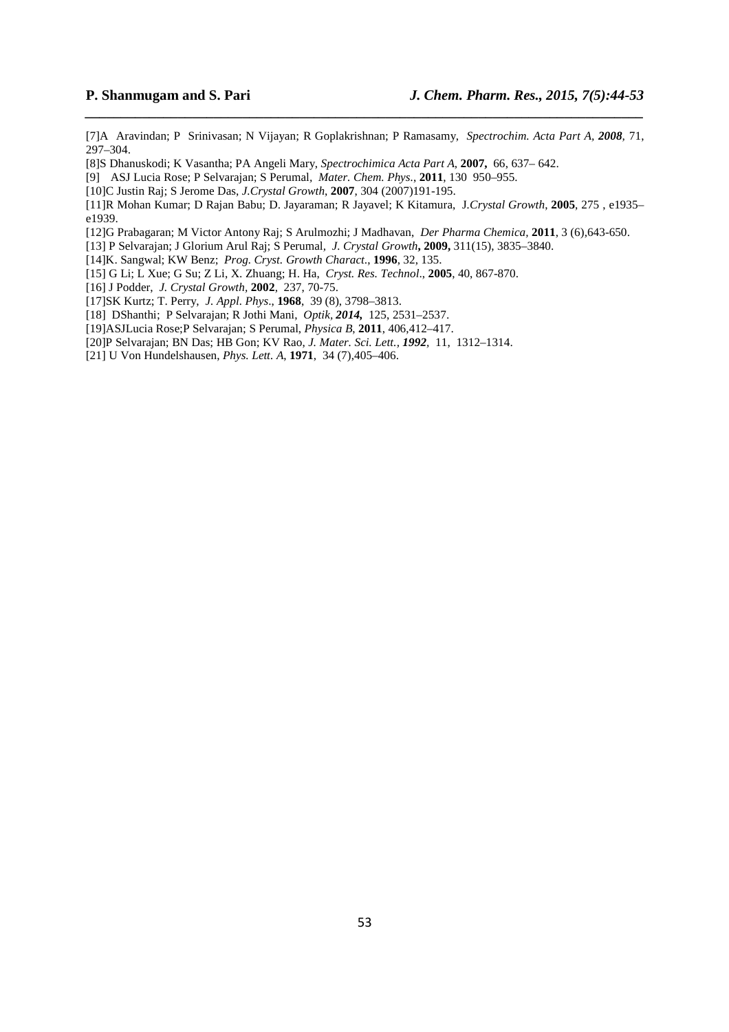[7]A Aravindan; P Srinivasan; N Vijayan; R Goplakrishnan; P Ramasamy, *Spectrochim. Acta Part A*, ***2008***, 71, 297–304.

[8]S Dhanuskodi; K Vasantha; PA Angeli Mary, *Spectrochimica Acta Part A*, **2007,** 66, 637– 642.

[9] ASJ Lucia Rose; P Selvarajan; S Perumal, *Mater. Chem. Phys.*, **2011**, 130 950–955.

[10]C Justin Raj; S Jerome Das, *J.Crystal Growth*, **2007**, 304 (2007)191-195.

[11]R Mohan Kumar; D Rajan Babu; D. Jayaraman; R Jayavel; K Kitamura, J.*Crystal Growth*, **2005**, 275 , e1935–e1939.

[12]G Prabagaran; M Victor Antony Raj; S Arulmozhi; J Madhavan, *Der Pharma Chemica,* **2011**, 3 (6),643-650.

[13] P Selvarajan; J Glorium Arul Raj; S Perumal, *J. Crystal Growth***, 2009,** 311(15), 3835–3840.

[14]K. Sangwal; KW Benz; *Prog. Cryst. Growth Charact.*, **1996**, 32, 135.

[15] G Li; L Xue; G Su; Z Li, X. Zhuang; H. Ha, *Cryst. Res. Technol*., **2005**, 40, 867-870.

[16] J Podder, *J. Crystal Growth*, **2002**, 237, 70-75.

[17]SK Kurtz; T. Perry, *J. Appl. Phys*., **1968**, 39 (8), 3798–3813.

[18] DShanthi; P Selvarajan; R Jothi Mani, *Optik, **2014,*** 125, 2531–2537.

[19]ASJLucia Rose;P Selvarajan; S Perumal, *Physica B*, **2011**, 406,412–417.

[20]P Selvarajan; BN Das; HB Gon; KV Rao, *J. Mater. Sci. Lett., **1992***, 11, 1312–1314.

[21] U Von Hundelshausen, *Phys. Lett. A*, **1971**, 34 (7),405–406.